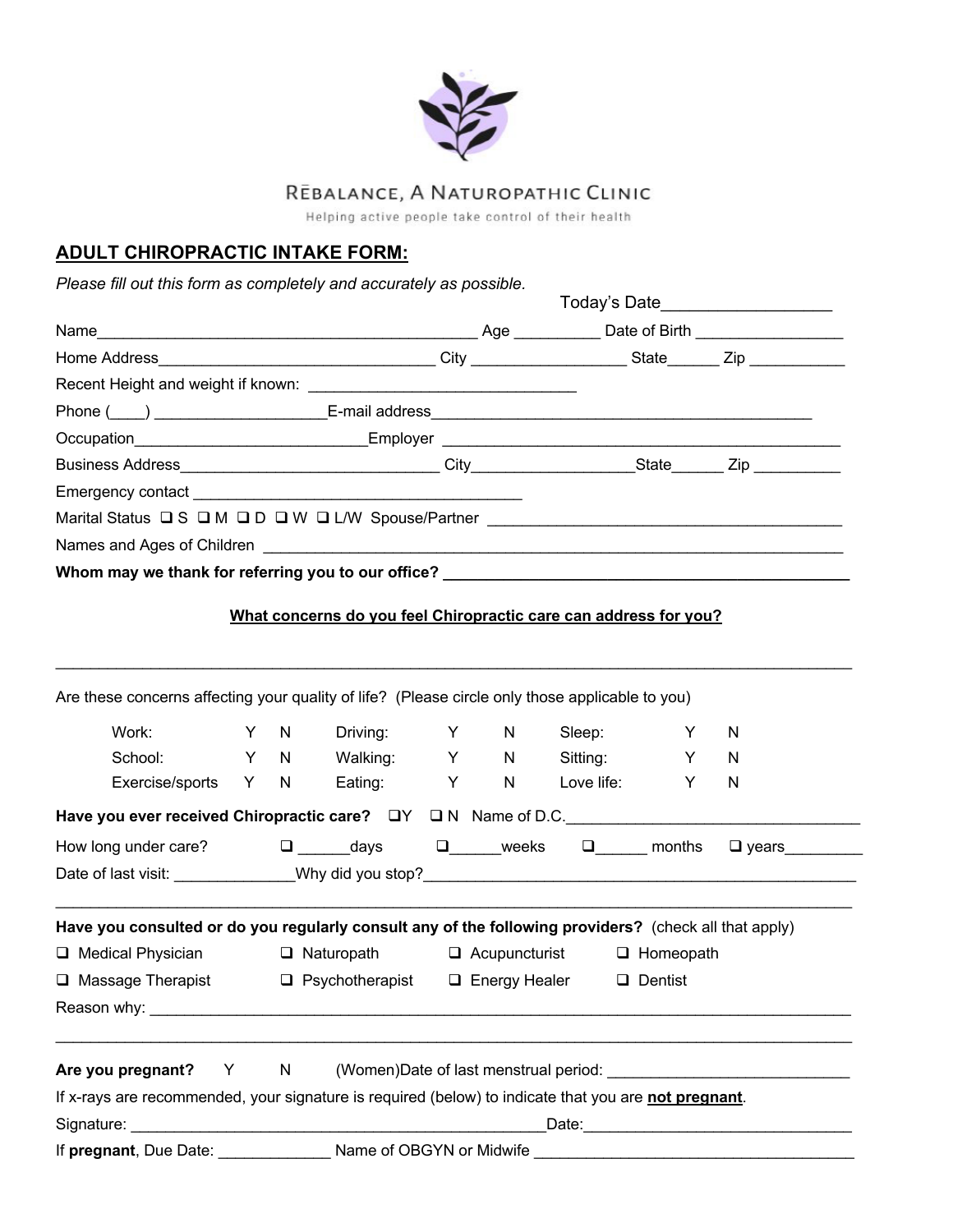RĒBALANCE, A NATUROPATHIC CLINIC

Helping active people take control of their health

## ADULT CHIROPRACTIC INTAKE FORM:

*Please fill out this form as completely and accurately as possible.*

Today's Date__________________

Name____________________________________________ Age __________ Date of Birth _________________

Home Address________________________________ City __________________ State______ Zip ___________

Recent Height and weight if known: _______________________________

Phone (____) ___________________E-mail address____________________________________________

Occupation___________________________Employer _______________________________________________

Business Address______________________________ City__________________State______ Zip __________

Emergency contact ______________________________________

Marital Status ❑ S ❑ M ❑ D ❑ W ❑ L/W Spouse/Partner ________________________________________

Names and Ages of Children ____________________________________________________________________

**Whom may we thank for referring you to our office? _______________________________________________**

**<u>What concerns do you feel Chiropractic care can address for you?</u>**

_____________________________________________________________________________________________

Are these concerns affecting your quality of life? (Please circle only those applicable to you)

| | | | | | | | | |
|---|---|---|---|---|---|---|---|---|
| Work: | Y | N | Driving: | Y | N | Sleep: | Y | N |
| School: | Y | N | Walking: | Y | N | Sitting: | Y | N |
| Exercise/sports | Y | N | Eating: | Y | N | Love life: | Y | N |

**Have you ever received Chiropractic care?** ❑Y ❑ N Name of D.C.__________________________________

How long under care? ❑ ______days ❑______weeks ❑______ months ❑ years_________

Date of last visit: ______________Why did you stop?___________________________________________________

_____________________________________________________________________________________________

**Have you consulted or do you regularly consult any of the following providers?** (check all that apply)

❑ Medical Physician ❑ Naturopath ❑ Acupuncturist ❑ Homeopath

❑ Massage Therapist ❑ Psychotherapist ❑ Energy Healer ❑ Dentist

Reason why: __________________________________________________________________________________

_____________________________________________________________________________________________

**Are you pregnant?** Y N (Women)Date of last menstrual period: ____________________________

If x-rays are recommended, your signature is required (below) to indicate that you are **<u>not pregnant</u>**.

Signature: _________________________________________________Date:______________________________

If **pregnant**, Due Date: _____________ Name of OBGYN or Midwife _____________________________________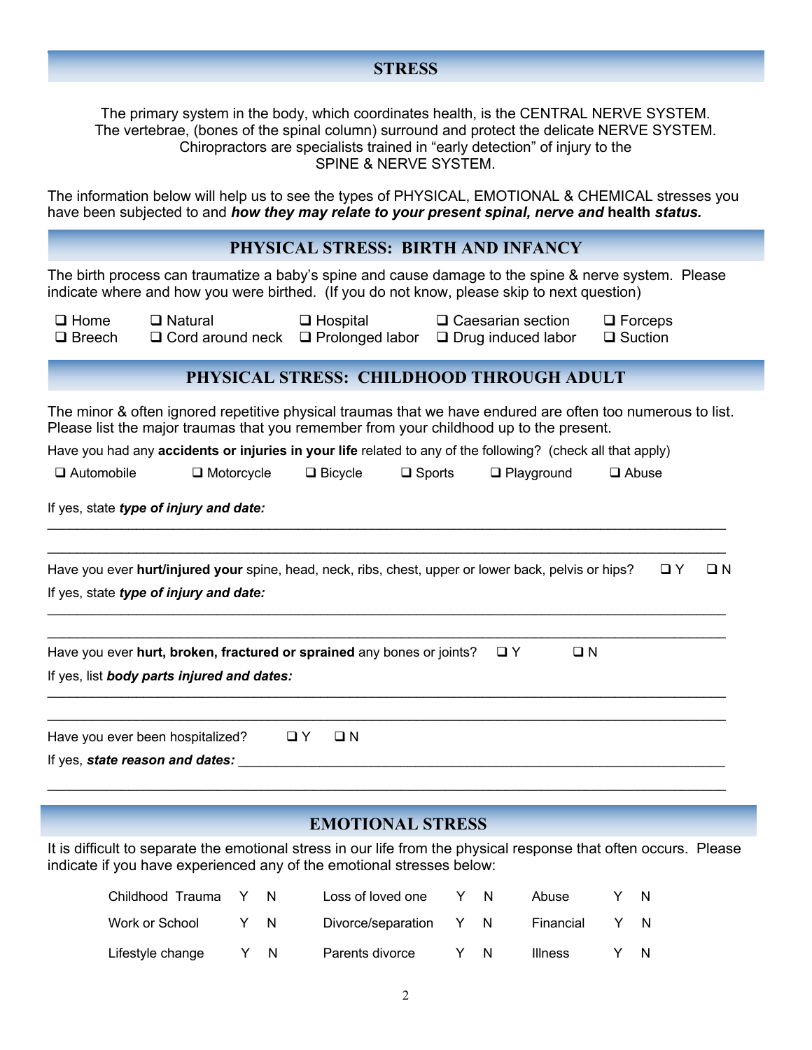## STRESS

The primary system in the body, which coordinates health, is the CENTRAL NERVE SYSTEM.
The vertebrae, (bones of the spinal column) surround and protect the delicate NERVE SYSTEM.
Chiropractors are specialists trained in "early detection" of injury to the
SPINE & NERVE SYSTEM.

The information below will help us to see the types of PHYSICAL, EMOTIONAL & CHEMICAL stresses you have been subjected to and ***how they may relate to your present spinal, nerve and* health *status.***

## PHYSICAL STRESS: BIRTH AND INFANCY

The birth process can traumatize a baby's spine and cause damage to the spine & nerve system. Please indicate where and how you were birthed. (If you do not know, please skip to next question)

❑ Home ❑ Natural ❑ Hospital ❑ Caesarian section ❑ Forceps
❑ Breech ❑ Cord around neck ❑ Prolonged labor ❑ Drug induced labor ❑ Suction

## PHYSICAL STRESS: CHILDHOOD THROUGH ADULT

The minor & often ignored repetitive physical traumas that we have endured are often too numerous to list. Please list the major traumas that you remember from your childhood up to the present.

Have you had any **accidents or injuries in your life** related to any of the following? (check all that apply)

❑ Automobile ❑ Motorcycle ❑ Bicycle ❑ Sports ❑ Playground ❑ Abuse

If yes, state ***type of injury and date:***

\_\_\_\_\_\_\_\_\_\_\_\_\_\_\_\_\_\_\_\_\_\_\_\_\_\_\_\_\_\_\_\_\_\_\_\_\_\_\_\_\_\_\_\_\_\_\_\_\_\_\_\_\_\_\_\_\_\_\_\_\_\_\_\_\_\_\_\_\_\_\_\_\_\_\_\_

\_\_\_\_\_\_\_\_\_\_\_\_\_\_\_\_\_\_\_\_\_\_\_\_\_\_\_\_\_\_\_\_\_\_\_\_\_\_\_\_\_\_\_\_\_\_\_\_\_\_\_\_\_\_\_\_\_\_\_\_\_\_\_\_\_\_\_\_\_\_\_\_\_\_\_\_

Have you ever **hurt/injured your** spine, head, neck, ribs, chest, upper or lower back, pelvis or hips? ❑ Y ❑ N

If yes, state ***type of injury and date:***

\_\_\_\_\_\_\_\_\_\_\_\_\_\_\_\_\_\_\_\_\_\_\_\_\_\_\_\_\_\_\_\_\_\_\_\_\_\_\_\_\_\_\_\_\_\_\_\_\_\_\_\_\_\_\_\_\_\_\_\_\_\_\_\_\_\_\_\_\_\_\_\_\_\_\_\_

\_\_\_\_\_\_\_\_\_\_\_\_\_\_\_\_\_\_\_\_\_\_\_\_\_\_\_\_\_\_\_\_\_\_\_\_\_\_\_\_\_\_\_\_\_\_\_\_\_\_\_\_\_\_\_\_\_\_\_\_\_\_\_\_\_\_\_\_\_\_\_\_\_\_\_\_

Have you ever **hurt, broken, fractured or sprained** any bones or joints? ❑ Y ❑ N

If yes, list ***body parts injured and dates:***

\_\_\_\_\_\_\_\_\_\_\_\_\_\_\_\_\_\_\_\_\_\_\_\_\_\_\_\_\_\_\_\_\_\_\_\_\_\_\_\_\_\_\_\_\_\_\_\_\_\_\_\_\_\_\_\_\_\_\_\_\_\_\_\_\_\_\_\_\_\_\_\_\_\_\_\_

\_\_\_\_\_\_\_\_\_\_\_\_\_\_\_\_\_\_\_\_\_\_\_\_\_\_\_\_\_\_\_\_\_\_\_\_\_\_\_\_\_\_\_\_\_\_\_\_\_\_\_\_\_\_\_\_\_\_\_\_\_\_\_\_\_\_\_\_\_\_\_\_\_\_\_\_

Have you ever been hospitalized? ❑ Y ❑ N

If yes, ***state reason and dates:*** \_\_\_\_\_\_\_\_\_\_\_\_\_\_\_\_\_\_\_\_\_\_\_\_\_\_\_\_\_\_\_\_\_\_\_\_\_\_\_\_\_\_\_\_\_\_\_\_\_\_\_\_\_\_

\_\_\_\_\_\_\_\_\_\_\_\_\_\_\_\_\_\_\_\_\_\_\_\_\_\_\_\_\_\_\_\_\_\_\_\_\_\_\_\_\_\_\_\_\_\_\_\_\_\_\_\_\_\_\_\_\_\_\_\_\_\_\_\_\_\_\_\_\_\_\_\_\_\_\_\_

## EMOTIONAL STRESS

It is difficult to separate the emotional stress in our life from the physical response that often occurs. Please indicate if you have experienced any of the emotional stresses below:

| | | | | | | | | |
|---|---|---|---|---|---|---|---|---|
| Childhood Trauma | Y | N | Loss of loved one | Y | N | Abuse | Y | N |
| Work or School | Y | N | Divorce/separation | Y | N | Financial | Y | N |
| Lifestyle change | Y | N | Parents divorce | Y | N | Illness | Y | N |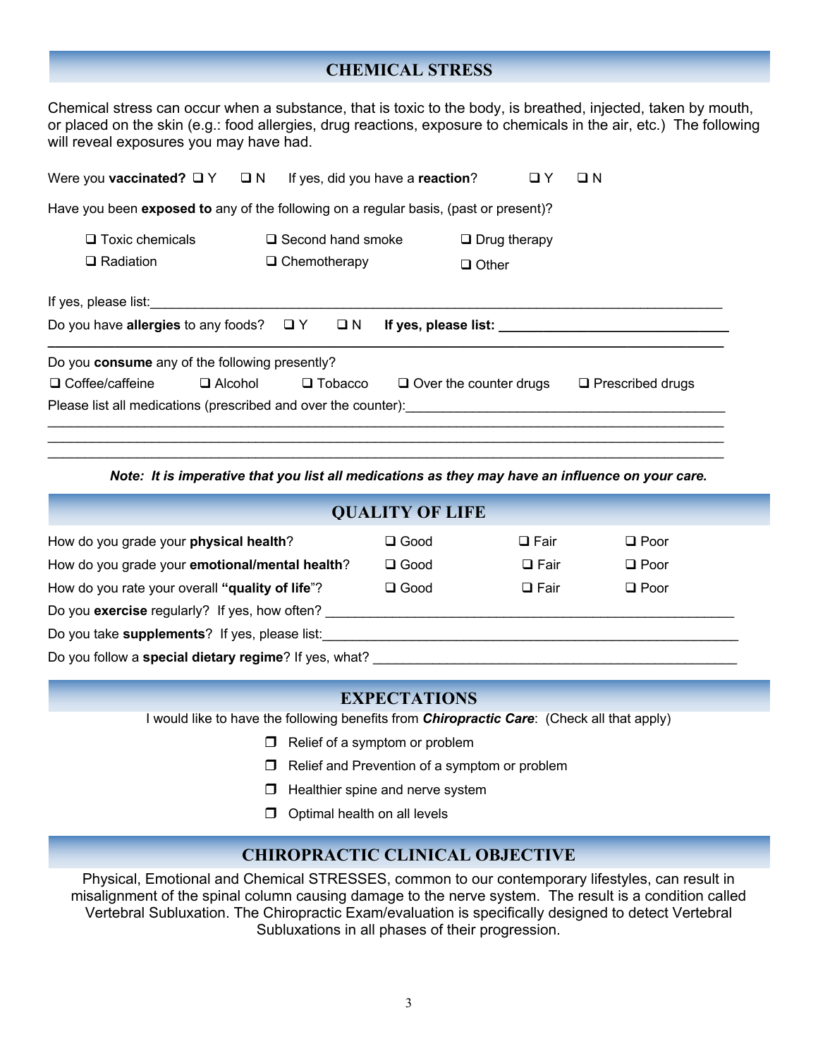## CHEMICAL STRESS

Chemical stress can occur when a substance, that is toxic to the body, is breathed, injected, taken by mouth, or placed on the skin (e.g.: food allergies, drug reactions, exposure to chemicals in the air, etc.) The following will reveal exposures you may have had.

Were you **vaccinated?** ❑ Y ❑ N If yes, did you have a **reaction**? ❑ Y ❑ N

Have you been **exposed to** any of the following on a regular basis, (past or present)?

| | | |
|---|---|---|
| ❑ Toxic chemicals | ❑ Second hand smoke | ❑ Drug therapy |
| ❑ Radiation | ❑ Chemotherapy | ❑ Other |

If yes, please list:______________________________________________________________________________

Do you have **allergies** to any foods? ❑ Y ❑ N **If yes, please list: ______________________________**

________________________________________________________________________________________

Do you **consume** any of the following presently?

❑ Coffee/caffeine ❑ Alcohol ❑ Tobacco ❑ Over the counter drugs ❑ Prescribed drugs

Please list all medications (prescribed and over the counter):_________________________________________

________________________________________________________________________________________

________________________________________________________________________________________

________________________________________________________________________________________

***Note: It is imperative that you list all medications as they may have an influence on your care.***

## QUALITY OF LIFE

| | | | |
|---|---|---|---|
| How do you grade your **physical health**? | ❑ Good | ❑ Fair | ❑ Poor |
| How do you grade your **emotional/mental health**? | ❑ Good | ❑ Fair | ❑ Poor |
| How do you rate your overall **"quality of life"**? | ❑ Good | ❑ Fair | ❑ Poor |

Do you **exercise** regularly? If yes, how often? ________________________________________________________

Do you take **supplements**? If yes, please list:_________________________________________________________

Do you follow a **special dietary regime**? If yes, what? _________________________________________________

## EXPECTATIONS

I would like to have the following benefits from ***Chiropractic Care***: (Check all that apply)

- ❒ Relief of a symptom or problem
- ❒ Relief and Prevention of a symptom or problem
- ❒ Healthier spine and nerve system
- ❒ Optimal health on all levels

## CHIROPRACTIC CLINICAL OBJECTIVE

Physical, Emotional and Chemical STRESSES, common to our contemporary lifestyles, can result in misalignment of the spinal column causing damage to the nerve system. The result is a condition called Vertebral Subluxation. The Chiropractic Exam/evaluation is specifically designed to detect Vertebral Subluxations in all phases of their progression.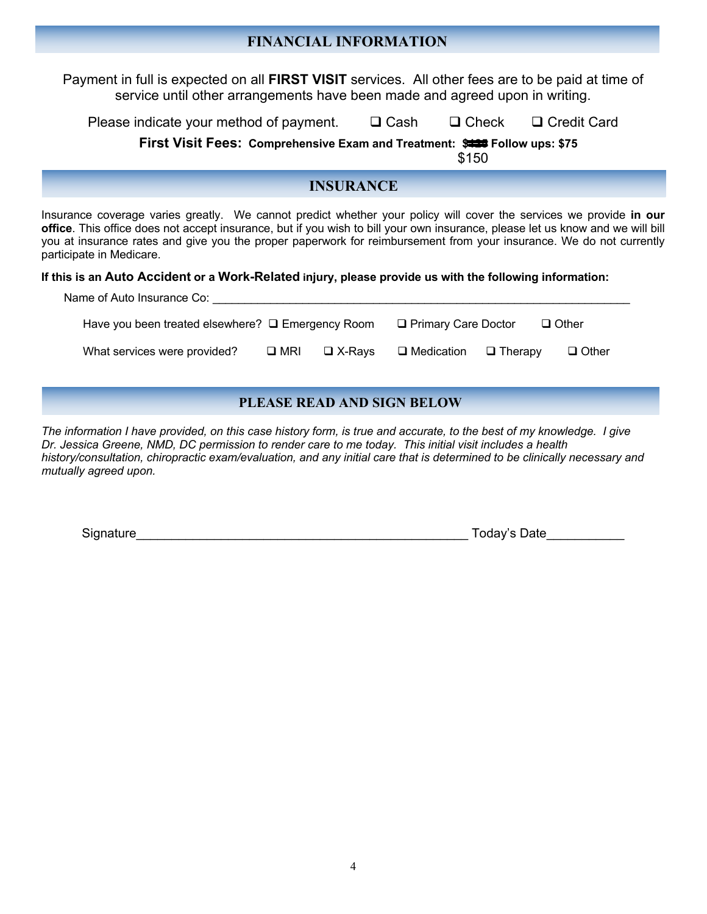## FINANCIAL INFORMATION

Payment in full is expected on all **FIRST VISIT** services. All other fees are to be paid at time of service until other arrangements have been made and agreed upon in writing.

Please indicate your method of payment. ❑ Cash ❑ Check ❑ Credit Card

**First Visit Fees: Comprehensive Exam and Treatment:** ~~$125~~ $150 **Follow ups: $75**

## INSURANCE

Insurance coverage varies greatly. We cannot predict whether your policy will cover the services we provide **in our office**. This office does not accept insurance, but if you wish to bill your own insurance, please let us know and we will bill you at insurance rates and give you the proper paperwork for reimbursement from your insurance. We do not currently participate in Medicare.

**If this is an Auto Accident or a Work-Related injury, please provide us with the following information:**

Name of Auto Insurance Co: ___________________________________________________________________

Have you been treated elsewhere? ❑ Emergency Room ❑ Primary Care Doctor ❑ Other

What services were provided? ❑ MRI ❑ X-Rays ❑ Medication ❑ Therapy ❑ Other

## PLEASE READ AND SIGN BELOW

*The information I have provided, on this case history form, is true and accurate, to the best of my knowledge. I give Dr. Jessica Greene, NMD, DC permission to render care to me today. This initial visit includes a health history/consultation, chiropractic exam/evaluation, and any initial care that is determined to be clinically necessary and mutually agreed upon.*

Signature_______________________________________________ Today's Date___________